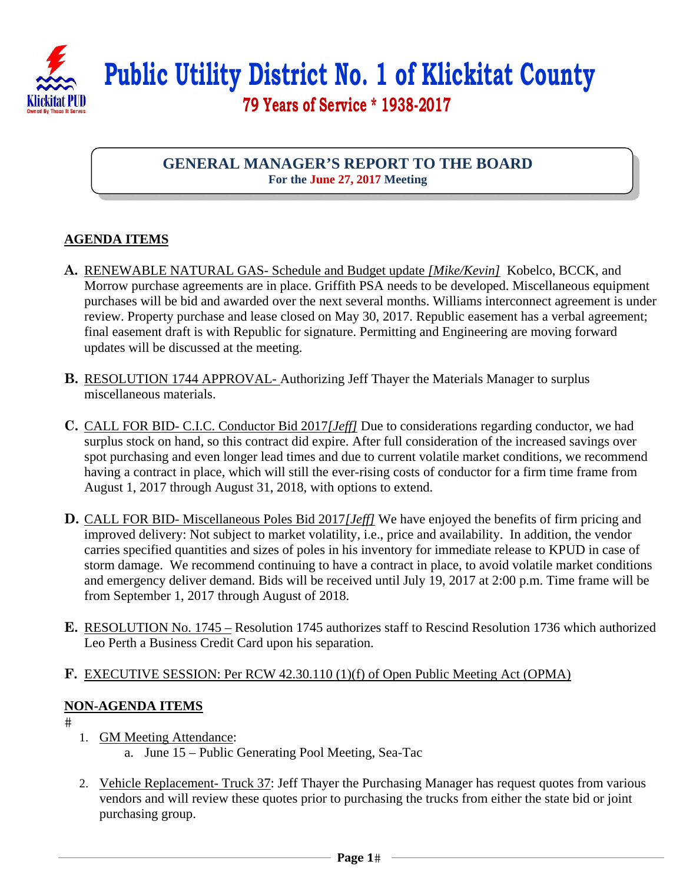# Public Utility District No. 1 of Klickitat County

**79 Years of Service * 1938-2017**

## GENERAL MANAGER'S REPORT TO THE BOARD

**For the June 27, 2017 Meeting**

### AGENDA ITEMS

**A.** RENEWABLE NATURAL GAS- Schedule and Budget update *[Mike/Kevin]* Kobelco, BCCK, and Morrow purchase agreements are in place. Griffith PSA needs to be developed. Miscellaneous equipment purchases will be bid and awarded over the next several months. Williams interconnect agreement is under review. Property purchase and lease closed on May 30, 2017. Republic easement has a verbal agreement; final easement draft is with Republic for signature. Permitting and Engineering are moving forward updates will be discussed at the meeting.

**B.** RESOLUTION 1744 APPROVAL- Authorizing Jeff Thayer the Materials Manager to surplus miscellaneous materials.

**C.** CALL FOR BID- C.I.C. Conductor Bid 2017*[Jeff]* Due to considerations regarding conductor, we had surplus stock on hand, so this contract did expire. After full consideration of the increased savings over spot purchasing and even longer lead times and due to current volatile market conditions, we recommend having a contract in place, which will still the ever-rising costs of conductor for a firm time frame from August 1, 2017 through August 31, 2018, with options to extend.

**D.** CALL FOR BID- Miscellaneous Poles Bid 2017*[Jeff]* We have enjoyed the benefits of firm pricing and improved delivery: Not subject to market volatility, i.e., price and availability. In addition, the vendor carries specified quantities and sizes of poles in his inventory for immediate release to KPUD in case of storm damage. We recommend continuing to have a contract in place, to avoid volatile market conditions and emergency deliver demand. Bids will be received until July 19, 2017 at 2:00 p.m. Time frame will be from September 1, 2017 through August of 2018.

**E.** RESOLUTION No. 1745 – Resolution 1745 authorizes staff to Rescind Resolution 1736 which authorized Leo Perth a Business Credit Card upon his separation.

**F.** EXECUTIVE SESSION: Per RCW 42.30.110 (1)(f) of Open Public Meeting Act (OPMA)

### NON-AGENDA ITEMS

1. GM Meeting Attendance:
   a. June 15 – Public Generating Pool Meeting, Sea-Tac

2. Vehicle Replacement- Truck 37: Jeff Thayer the Purchasing Manager has request quotes from various vendors and will review these quotes prior to purchasing the trucks from either the state bid or joint purchasing group.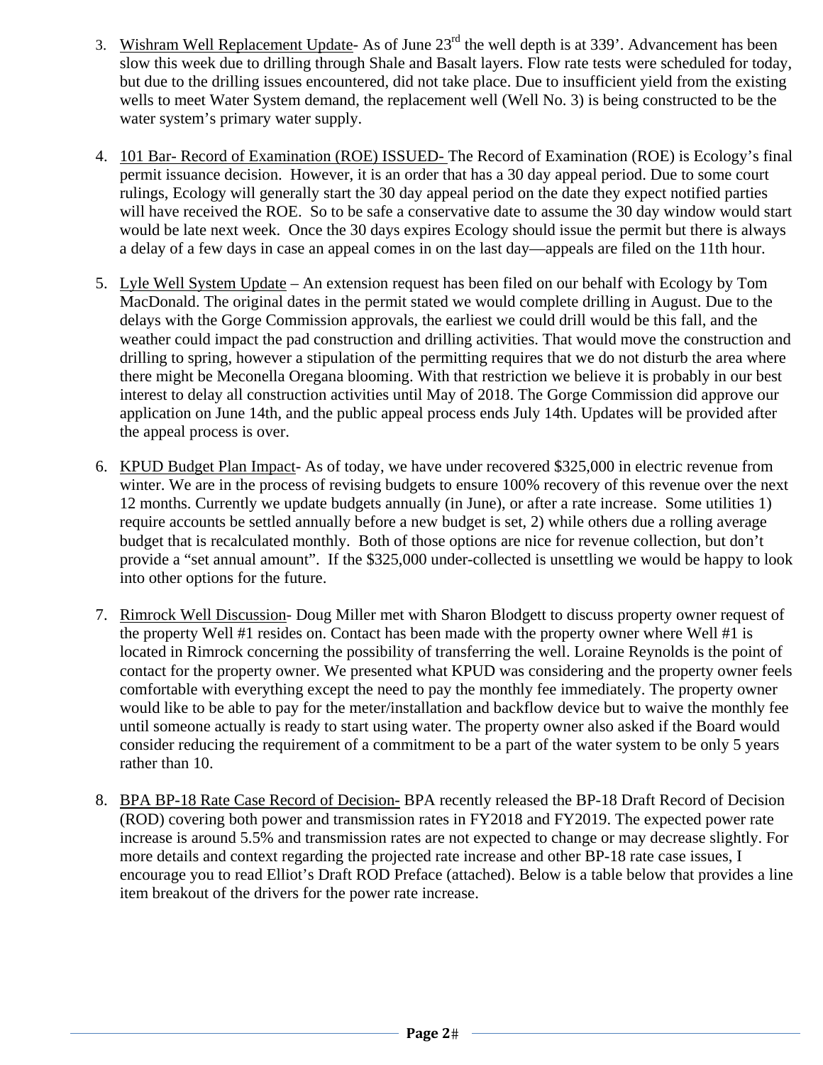3. Wishram Well Replacement Update- As of June 23rd the well depth is at 339'. Advancement has been slow this week due to drilling through Shale and Basalt layers. Flow rate tests were scheduled for today, but due to the drilling issues encountered, did not take place. Due to insufficient yield from the existing wells to meet Water System demand, the replacement well (Well No. 3) is being constructed to be the water system's primary water supply.

4. 101 Bar- Record of Examination (ROE) ISSUED- The Record of Examination (ROE) is Ecology's final permit issuance decision. However, it is an order that has a 30 day appeal period. Due to some court rulings, Ecology will generally start the 30 day appeal period on the date they expect notified parties will have received the ROE. So to be safe a conservative date to assume the 30 day window would start would be late next week. Once the 30 days expires Ecology should issue the permit but there is always a delay of a few days in case an appeal comes in on the last day—appeals are filed on the 11th hour.

5. Lyle Well System Update – An extension request has been filed on our behalf with Ecology by Tom MacDonald. The original dates in the permit stated we would complete drilling in August. Due to the delays with the Gorge Commission approvals, the earliest we could drill would be this fall, and the weather could impact the pad construction and drilling activities. That would move the construction and drilling to spring, however a stipulation of the permitting requires that we do not disturb the area where there might be Meconella Oregana blooming. With that restriction we believe it is probably in our best interest to delay all construction activities until May of 2018. The Gorge Commission did approve our application on June 14th, and the public appeal process ends July 14th. Updates will be provided after the appeal process is over.

6. KPUD Budget Plan Impact- As of today, we have under recovered $325,000 in electric revenue from winter. We are in the process of revising budgets to ensure 100% recovery of this revenue over the next 12 months. Currently we update budgets annually (in June), or after a rate increase. Some utilities 1) require accounts be settled annually before a new budget is set, 2) while others due a rolling average budget that is recalculated monthly. Both of those options are nice for revenue collection, but don't provide a "set annual amount". If the $325,000 under-collected is unsettling we would be happy to look into other options for the future.

7. Rimrock Well Discussion- Doug Miller met with Sharon Blodgett to discuss property owner request of the property Well #1 resides on. Contact has been made with the property owner where Well #1 is located in Rimrock concerning the possibility of transferring the well. Loraine Reynolds is the point of contact for the property owner. We presented what KPUD was considering and the property owner feels comfortable with everything except the need to pay the monthly fee immediately. The property owner would like to be able to pay for the meter/installation and backflow device but to waive the monthly fee until someone actually is ready to start using water. The property owner also asked if the Board would consider reducing the requirement of a commitment to be a part of the water system to be only 5 years rather than 10.

8. BPA BP-18 Rate Case Record of Decision- BPA recently released the BP-18 Draft Record of Decision (ROD) covering both power and transmission rates in FY2018 and FY2019. The expected power rate increase is around 5.5% and transmission rates are not expected to change or may decrease slightly. For more details and context regarding the projected rate increase and other BP-18 rate case issues, I encourage you to read Elliot's Draft ROD Preface (attached). Below is a table below that provides a line item breakout of the drivers for the power rate increase.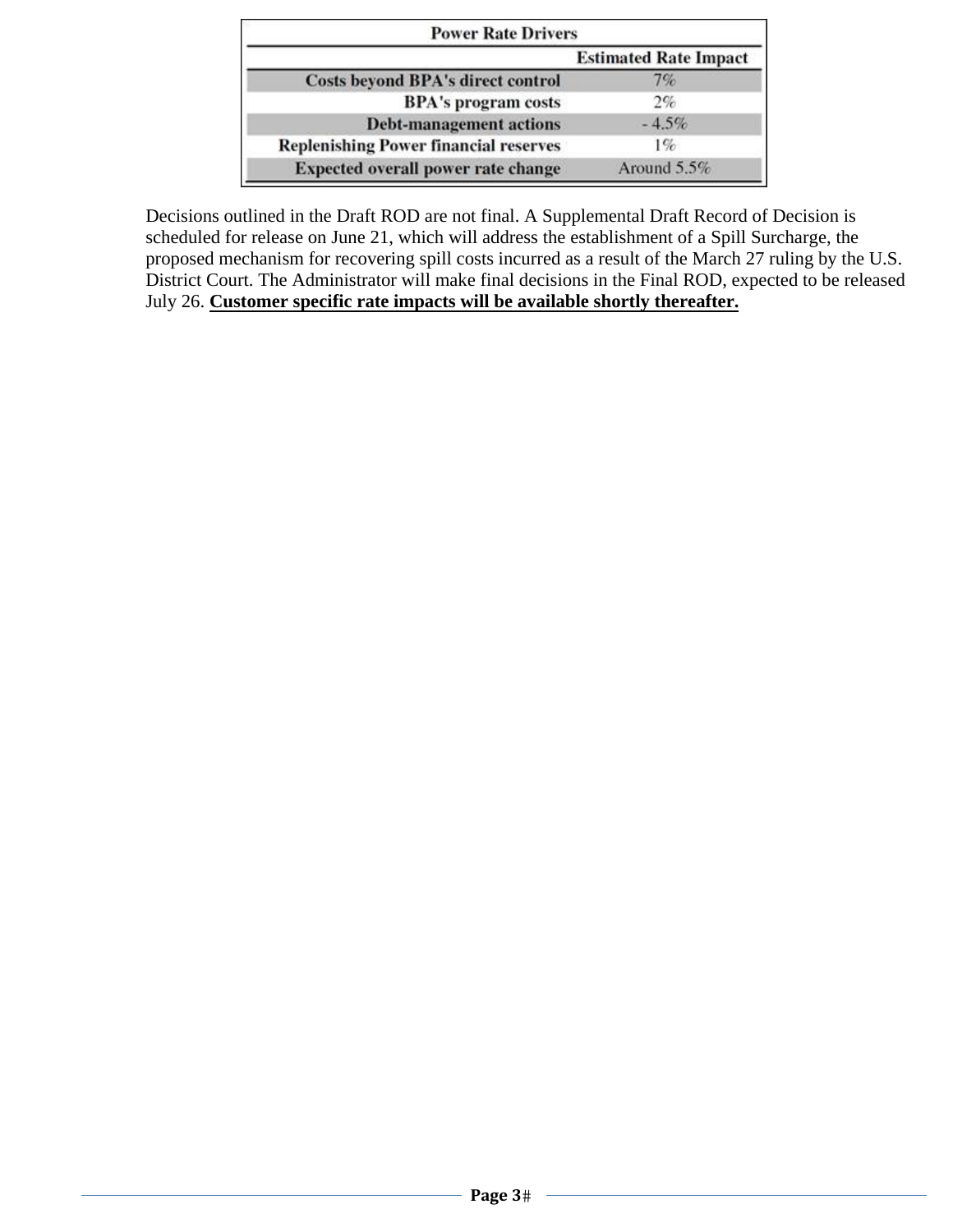| Power Rate Drivers | |
| --- | --- |
| | **Estimated Rate Impact** |
| **Costs beyond BPA's direct control** | 7% |
| **BPA's program costs** | 2% |
| **Debt-management actions** | - 4.5% |
| **Replenishing Power financial reserves** | 1% |
| **Expected overall power rate change** | Around 5.5% |

Decisions outlined in the Draft ROD are not final. A Supplemental Draft Record of Decision is scheduled for release on June 21, which will address the establishment of a Spill Surcharge, the proposed mechanism for recovering spill costs incurred as a result of the March 27 ruling by the U.S. District Court. The Administrator will make final decisions in the Final ROD, expected to be released July 26. **Customer specific rate impacts will be available shortly thereafter.**